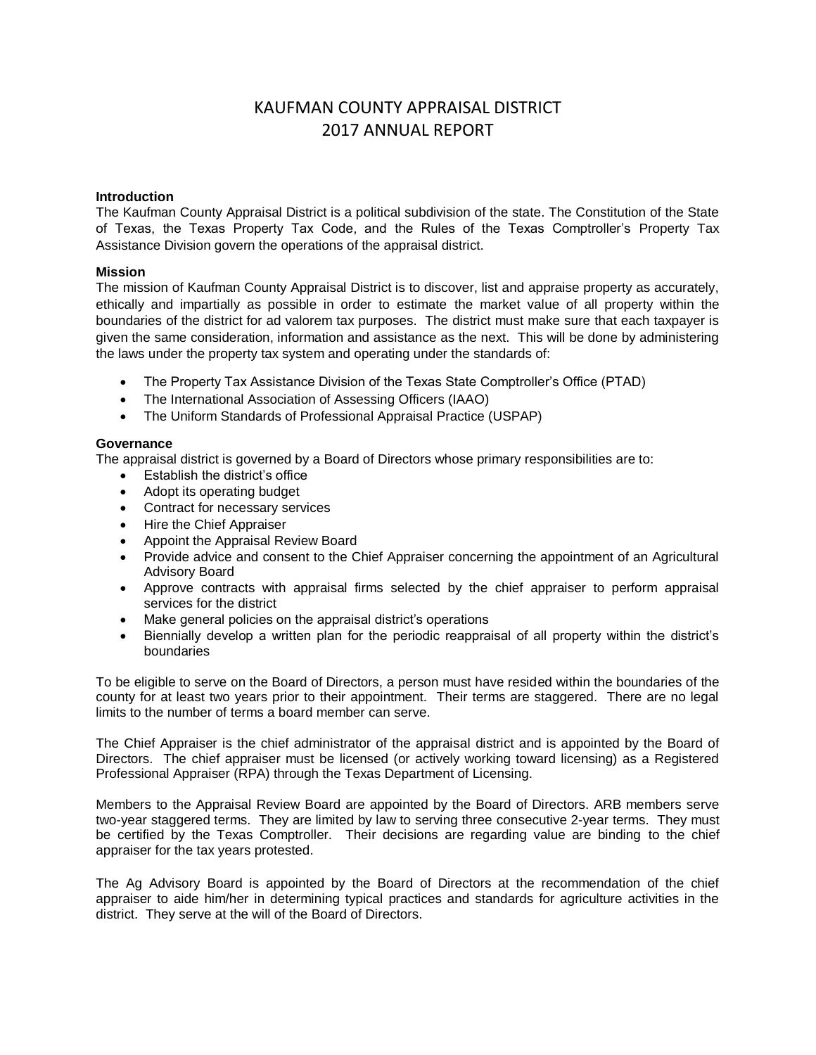# KAUFMAN COUNTY APPRAISAL DISTRICT
# 2017 ANNUAL REPORT

### Introduction

The Kaufman County Appraisal District is a political subdivision of the state. The Constitution of the State of Texas, the Texas Property Tax Code, and the Rules of the Texas Comptroller's Property Tax Assistance Division govern the operations of the appraisal district.

### Mission

The mission of Kaufman County Appraisal District is to discover, list and appraise property as accurately, ethically and impartially as possible in order to estimate the market value of all property within the boundaries of the district for ad valorem tax purposes. The district must make sure that each taxpayer is given the same consideration, information and assistance as the next. This will be done by administering the laws under the property tax system and operating under the standards of:

- The Property Tax Assistance Division of the Texas State Comptroller's Office (PTAD)
- The International Association of Assessing Officers (IAAO)
- The Uniform Standards of Professional Appraisal Practice (USPAP)

### Governance

The appraisal district is governed by a Board of Directors whose primary responsibilities are to:

- Establish the district's office
- Adopt its operating budget
- Contract for necessary services
- Hire the Chief Appraiser
- Appoint the Appraisal Review Board
- Provide advice and consent to the Chief Appraiser concerning the appointment of an Agricultural Advisory Board
- Approve contracts with appraisal firms selected by the chief appraiser to perform appraisal services for the district
- Make general policies on the appraisal district's operations
- Biennially develop a written plan for the periodic reappraisal of all property within the district's boundaries

To be eligible to serve on the Board of Directors, a person must have resided within the boundaries of the county for at least two years prior to their appointment. Their terms are staggered. There are no legal limits to the number of terms a board member can serve.

The Chief Appraiser is the chief administrator of the appraisal district and is appointed by the Board of Directors. The chief appraiser must be licensed (or actively working toward licensing) as a Registered Professional Appraiser (RPA) through the Texas Department of Licensing.

Members to the Appraisal Review Board are appointed by the Board of Directors. ARB members serve two-year staggered terms. They are limited by law to serving three consecutive 2-year terms. They must be certified by the Texas Comptroller. Their decisions are regarding value are binding to the chief appraiser for the tax years protested.

The Ag Advisory Board is appointed by the Board of Directors at the recommendation of the chief appraiser to aide him/her in determining typical practices and standards for agriculture activities in the district. They serve at the will of the Board of Directors.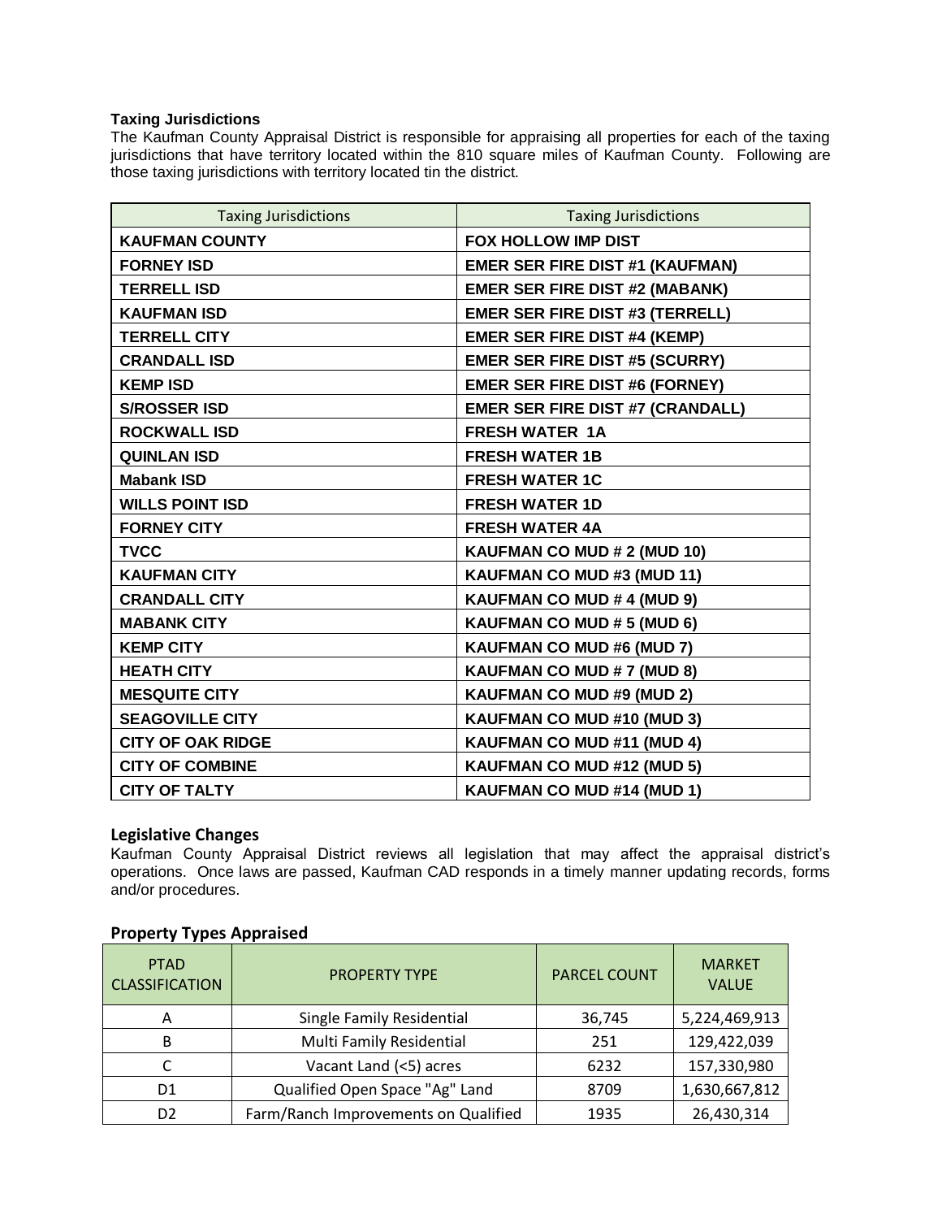### Taxing Jurisdictions

The Kaufman County Appraisal District is responsible for appraising all properties for each of the taxing jurisdictions that have territory located within the 810 square miles of Kaufman County. Following are those taxing jurisdictions with territory located tin the district.

| Taxing Jurisdictions | Taxing Jurisdictions |
|---|---|
| **KAUFMAN COUNTY** | **FOX HOLLOW IMP DIST** |
| **FORNEY ISD** | **EMER SER FIRE DIST #1 (KAUFMAN)** |
| **TERRELL ISD** | **EMER SER FIRE DIST #2 (MABANK)** |
| **KAUFMAN ISD** | **EMER SER FIRE DIST #3 (TERRELL)** |
| **TERRELL CITY** | **EMER SER FIRE DIST #4 (KEMP)** |
| **CRANDALL ISD** | **EMER SER FIRE DIST #5 (SCURRY)** |
| **KEMP ISD** | **EMER SER FIRE DIST #6 (FORNEY)** |
| **S/ROSSER ISD** | **EMER SER FIRE DIST #7 (CRANDALL)** |
| **ROCKWALL ISD** | **FRESH WATER 1A** |
| **QUINLAN ISD** | **FRESH WATER 1B** |
| **Mabank ISD** | **FRESH WATER 1C** |
| **WILLS POINT ISD** | **FRESH WATER 1D** |
| **FORNEY CITY** | **FRESH WATER 4A** |
| **TVCC** | **KAUFMAN CO MUD # 2 (MUD 10)** |
| **KAUFMAN CITY** | **KAUFMAN CO MUD #3 (MUD 11)** |
| **CRANDALL CITY** | **KAUFMAN CO MUD # 4 (MUD 9)** |
| **MABANK CITY** | **KAUFMAN CO MUD # 5 (MUD 6)** |
| **KEMP CITY** | **KAUFMAN CO MUD #6 (MUD 7)** |
| **HEATH CITY** | **KAUFMAN CO MUD # 7 (MUD 8)** |
| **MESQUITE CITY** | **KAUFMAN CO MUD #9 (MUD 2)** |
| **SEAGOVILLE CITY** | **KAUFMAN CO MUD #10 (MUD 3)** |
| **CITY OF OAK RIDGE** | **KAUFMAN CO MUD #11 (MUD 4)** |
| **CITY OF COMBINE** | **KAUFMAN CO MUD #12 (MUD 5)** |
| **CITY OF TALTY** | **KAUFMAN CO MUD #14 (MUD 1)** |

### Legislative Changes

Kaufman County Appraisal District reviews all legislation that may affect the appraisal district's operations. Once laws are passed, Kaufman CAD responds in a timely manner updating records, forms and/or procedures.

### Property Types Appraised

| PTAD CLASSIFICATION | PROPERTY TYPE | PARCEL COUNT | MARKET VALUE |
|---|---|---|---|
| A | Single Family Residential | 36,745 | 5,224,469,913 |
| B | Multi Family Residential | 251 | 129,422,039 |
| C | Vacant Land (<5) acres | 6232 | 157,330,980 |
| D1 | Qualified Open Space "Ag" Land | 8709 | 1,630,667,812 |
| D2 | Farm/Ranch Improvements on Qualified | 1935 | 26,430,314 |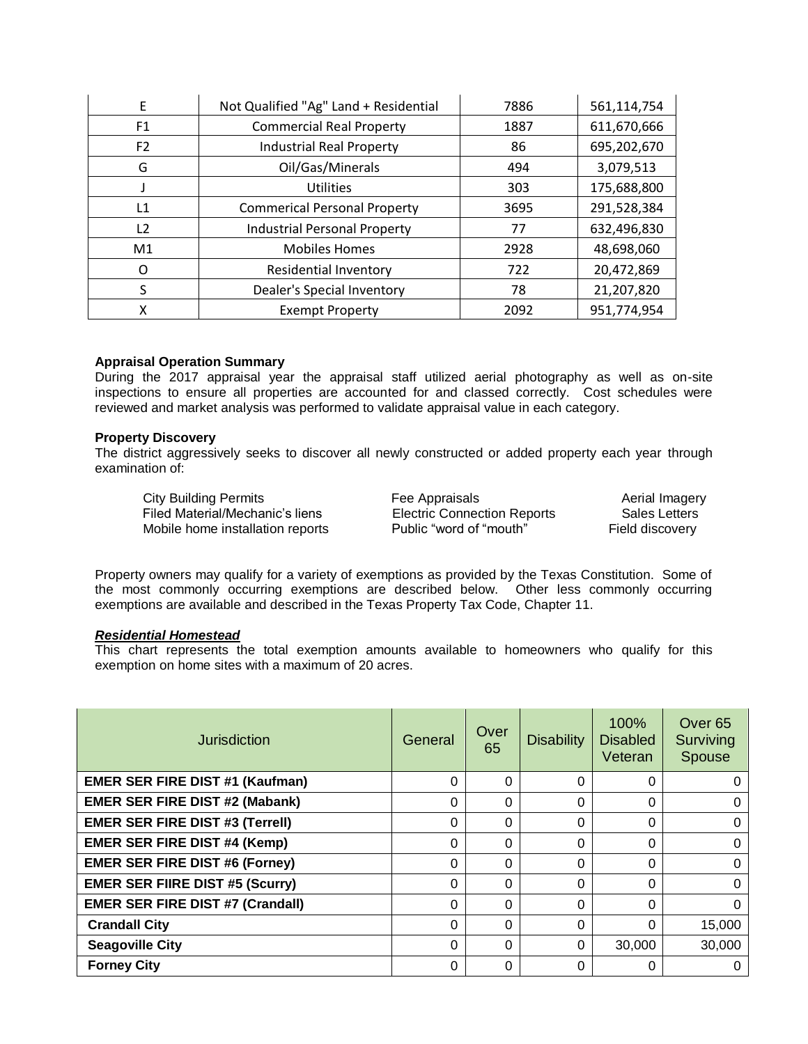| E | Not Qualified "Ag" Land + Residential | 7886 | 561,114,754 |
|---|---|---|---|
| F1 | Commercial Real Property | 1887 | 611,670,666 |
| F2 | Industrial Real Property | 86 | 695,202,670 |
| G | Oil/Gas/Minerals | 494 | 3,079,513 |
| J | Utilities | 303 | 175,688,800 |
| L1 | Commerical Personal Property | 3695 | 291,528,384 |
| L2 | Industrial Personal Property | 77 | 632,496,830 |
| M1 | Mobiles Homes | 2928 | 48,698,060 |
| O | Residential Inventory | 722 | 20,472,869 |
| S | Dealer's Special Inventory | 78 | 21,207,820 |
| X | Exempt Property | 2092 | 951,774,954 |

**Appraisal Operation Summary**

During the 2017 appraisal year the appraisal staff utilized aerial photography as well as on-site inspections to ensure all properties are accounted for and classed correctly. Cost schedules were reviewed and market analysis was performed to validate appraisal value in each category.

**Property Discovery**

The district aggressively seeks to discover all newly constructed or added property each year through examination of:

| | | |
|---|---|---|
| City Building Permits | Fee Appraisals | Aerial Imagery |
| Filed Material/Mechanic's liens | Electric Connection Reports | Sales Letters |
| Mobile home installation reports | Public "word of "mouth" | Field discovery |

Property owners may qualify for a variety of exemptions as provided by the Texas Constitution. Some of the most commonly occurring exemptions are described below. Other less commonly occurring exemptions are available and described in the Texas Property Tax Code, Chapter 11.

***Residential Homestead***

This chart represents the total exemption amounts available to homeowners who qualify for this exemption on home sites with a maximum of 20 acres.

| Jurisdiction | General | Over 65 | Disability | 100% Disabled Veteran | Over 65 Surviving Spouse |
|---|---|---|---|---|---|
| **EMER SER FIRE DIST #1 (Kaufman)** | 0 | 0 | 0 | 0 | 0 |
| **EMER SER FIRE DIST #2 (Mabank)** | 0 | 0 | 0 | 0 | 0 |
| **EMER SER FIRE DIST #3 (Terrell)** | 0 | 0 | 0 | 0 | 0 |
| **EMER SER FIRE DIST #4 (Kemp)** | 0 | 0 | 0 | 0 | 0 |
| **EMER SER FIRE DIST #6 (Forney)** | 0 | 0 | 0 | 0 | 0 |
| **EMER SER FIIRE DIST #5 (Scurry)** | 0 | 0 | 0 | 0 | 0 |
| **EMER SER FIRE DIST #7 (Crandall)** | 0 | 0 | 0 | 0 | 0 |
| **Crandall City** | 0 | 0 | 0 | 0 | 15,000 |
| **Seagoville City** | 0 | 0 | 0 | 30,000 | 30,000 |
| **Forney City** | 0 | 0 | 0 | 0 | 0 |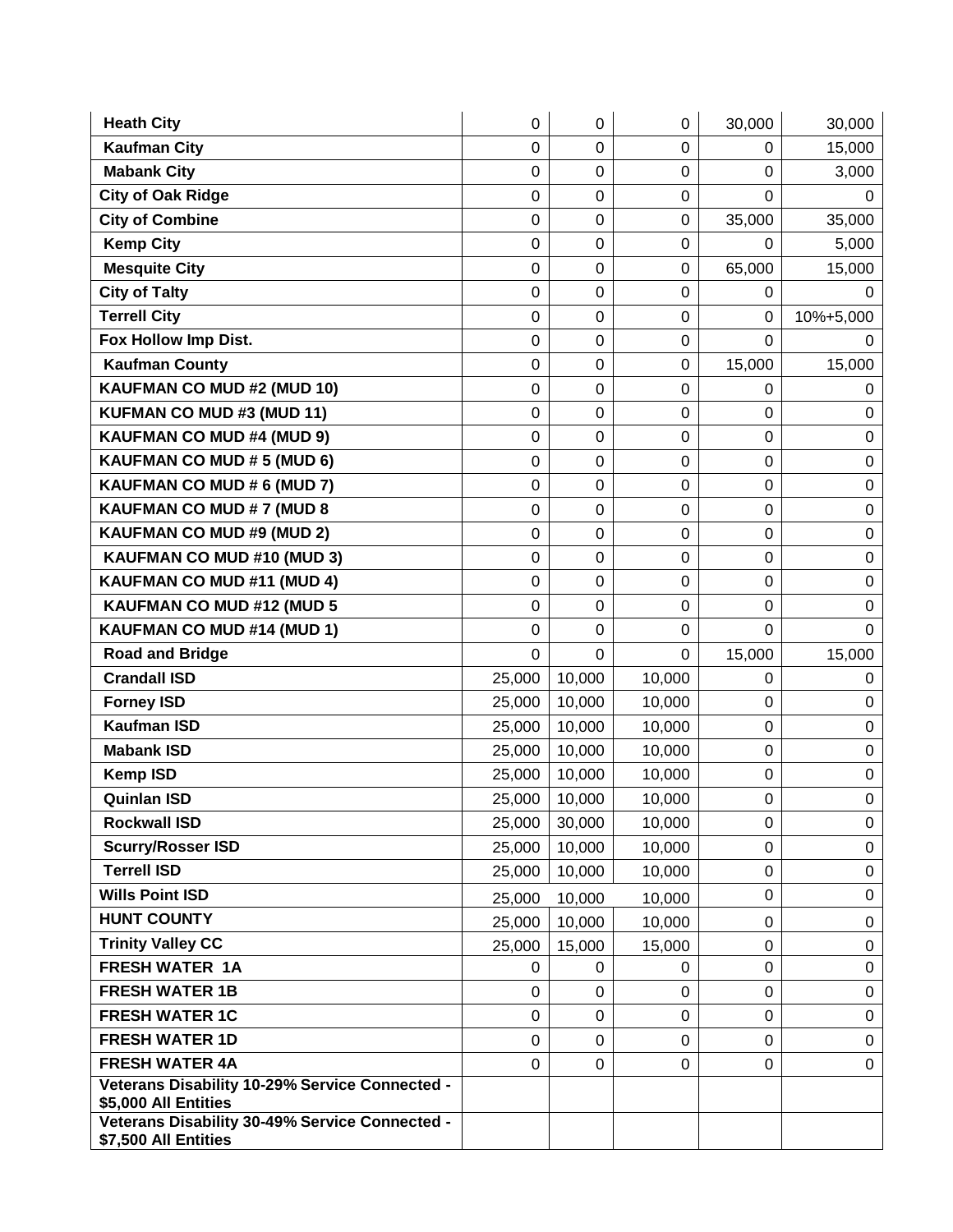| Heath City | 0 | 0 | 0 | 30,000 | 30,000 |
|---|---|---|---|---|---|
| Kaufman City | 0 | 0 | 0 | 0 | 15,000 |
| Mabank City | 0 | 0 | 0 | 0 | 3,000 |
| City of Oak Ridge | 0 | 0 | 0 | 0 | 0 |
| City of Combine | 0 | 0 | 0 | 35,000 | 35,000 |
| Kemp City | 0 | 0 | 0 | 0 | 5,000 |
| Mesquite City | 0 | 0 | 0 | 65,000 | 15,000 |
| City of Talty | 0 | 0 | 0 | 0 | 0 |
| Terrell City | 0 | 0 | 0 | 0 | 10%+5,000 |
| Fox Hollow Imp Dist. | 0 | 0 | 0 | 0 | 0 |
| Kaufman County | 0 | 0 | 0 | 15,000 | 15,000 |
| KAUFMAN CO MUD #2 (MUD 10) | 0 | 0 | 0 | 0 | 0 |
| KUFMAN CO MUD #3 (MUD 11) | 0 | 0 | 0 | 0 | 0 |
| KAUFMAN CO MUD #4 (MUD 9) | 0 | 0 | 0 | 0 | 0 |
| KAUFMAN CO MUD # 5 (MUD 6) | 0 | 0 | 0 | 0 | 0 |
| KAUFMAN CO MUD # 6 (MUD 7) | 0 | 0 | 0 | 0 | 0 |
| KAUFMAN CO MUD # 7 (MUD 8 | 0 | 0 | 0 | 0 | 0 |
| KAUFMAN CO MUD #9 (MUD 2) | 0 | 0 | 0 | 0 | 0 |
| KAUFMAN CO MUD #10 (MUD 3) | 0 | 0 | 0 | 0 | 0 |
| KAUFMAN CO MUD #11 (MUD 4) | 0 | 0 | 0 | 0 | 0 |
| KAUFMAN CO MUD #12 (MUD 5 | 0 | 0 | 0 | 0 | 0 |
| KAUFMAN CO MUD #14 (MUD 1) | 0 | 0 | 0 | 0 | 0 |
| Road and Bridge | 0 | 0 | 0 | 15,000 | 15,000 |
| Crandall ISD | 25,000 | 10,000 | 10,000 | 0 | 0 |
| Forney ISD | 25,000 | 10,000 | 10,000 | 0 | 0 |
| Kaufman ISD | 25,000 | 10,000 | 10,000 | 0 | 0 |
| Mabank ISD | 25,000 | 10,000 | 10,000 | 0 | 0 |
| Kemp ISD | 25,000 | 10,000 | 10,000 | 0 | 0 |
| Quinlan ISD | 25,000 | 10,000 | 10,000 | 0 | 0 |
| Rockwall ISD | 25,000 | 30,000 | 10,000 | 0 | 0 |
| Scurry/Rosser ISD | 25,000 | 10,000 | 10,000 | 0 | 0 |
| Terrell ISD | 25,000 | 10,000 | 10,000 | 0 | 0 |
| Wills Point ISD | 25,000 | 10,000 | 10,000 | 0 | 0 |
| HUNT COUNTY | 25,000 | 10,000 | 10,000 | 0 | 0 |
| Trinity Valley CC | 25,000 | 15,000 | 15,000 | 0 | 0 |
| FRESH WATER 1A | 0 | 0 | 0 | 0 | 0 |
| FRESH WATER 1B | 0 | 0 | 0 | 0 | 0 |
| FRESH WATER 1C | 0 | 0 | 0 | 0 | 0 |
| FRESH WATER 1D | 0 | 0 | 0 | 0 | 0 |
| FRESH WATER 4A | 0 | 0 | 0 | 0 | 0 |
| Veterans Disability 10-29% Service Connected - $5,000 All Entities | | | | | |
| Veterans Disability 30-49% Service Connected - $7,500 All Entities | | | | | |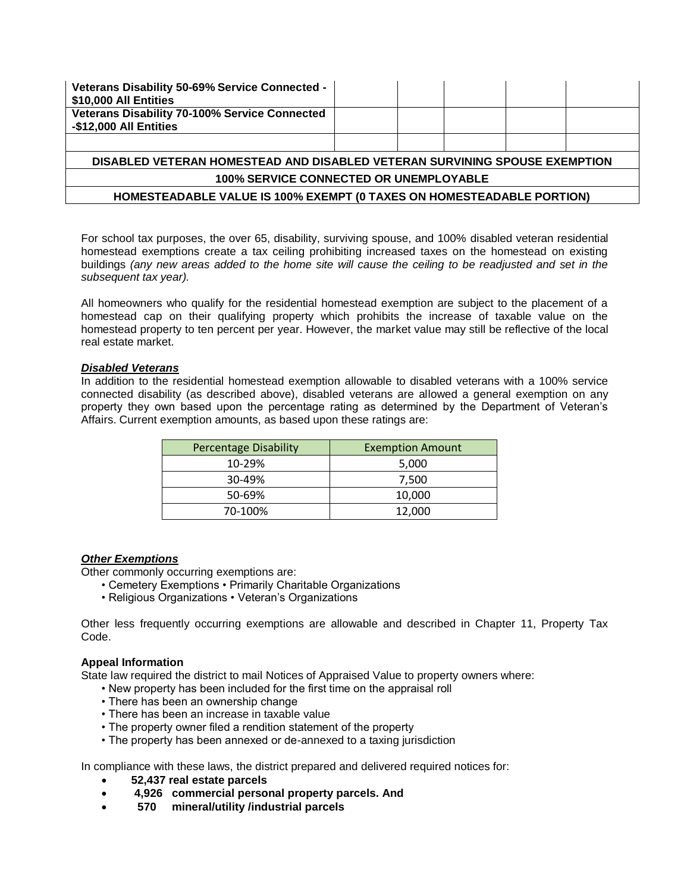| | | | | | |
|---|---|---|---|---|---|
| **Veterans Disability 50-69% Service Connected - $10,000 All Entities** | | | | | |
| **Veterans Disability 70-100% Service Connected -$12,000 All Entities** | | | | | |
| | | | | | |
| **DISABLED VETERAN HOMESTEAD AND DISABLED VETERAN SURVIVING SPOUSE EXEMPTION** | | | | | |
| **100% SERVICE CONNECTED OR UNEMPLOYABLE** | | | | | |
| **HOMESTEADABLE VALUE IS 100% EXEMPT (0 TAXES ON HOMESTEADABLE PORTION)** | | | | | |

For school tax purposes, the over 65, disability, surviving spouse, and 100% disabled veteran residential homestead exemptions create a tax ceiling prohibiting increased taxes on the homestead on existing buildings *(any new areas added to the home site will cause the ceiling to be readjusted and set in the subsequent tax year).*

All homeowners who qualify for the residential homestead exemption are subject to the placement of a homestead cap on their qualifying property which prohibits the increase of taxable value on the homestead property to ten percent per year. However, the market value may still be reflective of the local real estate market.

***Disabled Veterans***

In addition to the residential homestead exemption allowable to disabled veterans with a 100% service connected disability (as described above), disabled veterans are allowed a general exemption on any property they own based upon the percentage rating as determined by the Department of Veteran's Affairs. Current exemption amounts, as based upon these ratings are:

| Percentage Disability | Exemption Amount |
|---|---|
| 10-29% | 5,000 |
| 30-49% | 7,500 |
| 50-69% | 10,000 |
| 70-100% | 12,000 |

***Other Exemptions***

Other commonly occurring exemptions are:

- Cemetery Exemptions • Primarily Charitable Organizations
- Religious Organizations • Veteran's Organizations

Other less frequently occurring exemptions are allowable and described in Chapter 11, Property Tax Code.

**Appeal Information**

State law required the district to mail Notices of Appraised Value to property owners where:

- New property has been included for the first time on the appraisal roll
- There has been an ownership change
- There has been an increase in taxable value
- The property owner filed a rendition statement of the property
- The property has been annexed or de-annexed to a taxing jurisdiction

In compliance with these laws, the district prepared and delivered required notices for:

- **52,437 real estate parcels**
- **4,926 commercial personal property parcels. And**
- **570 mineral/utility /industrial parcels**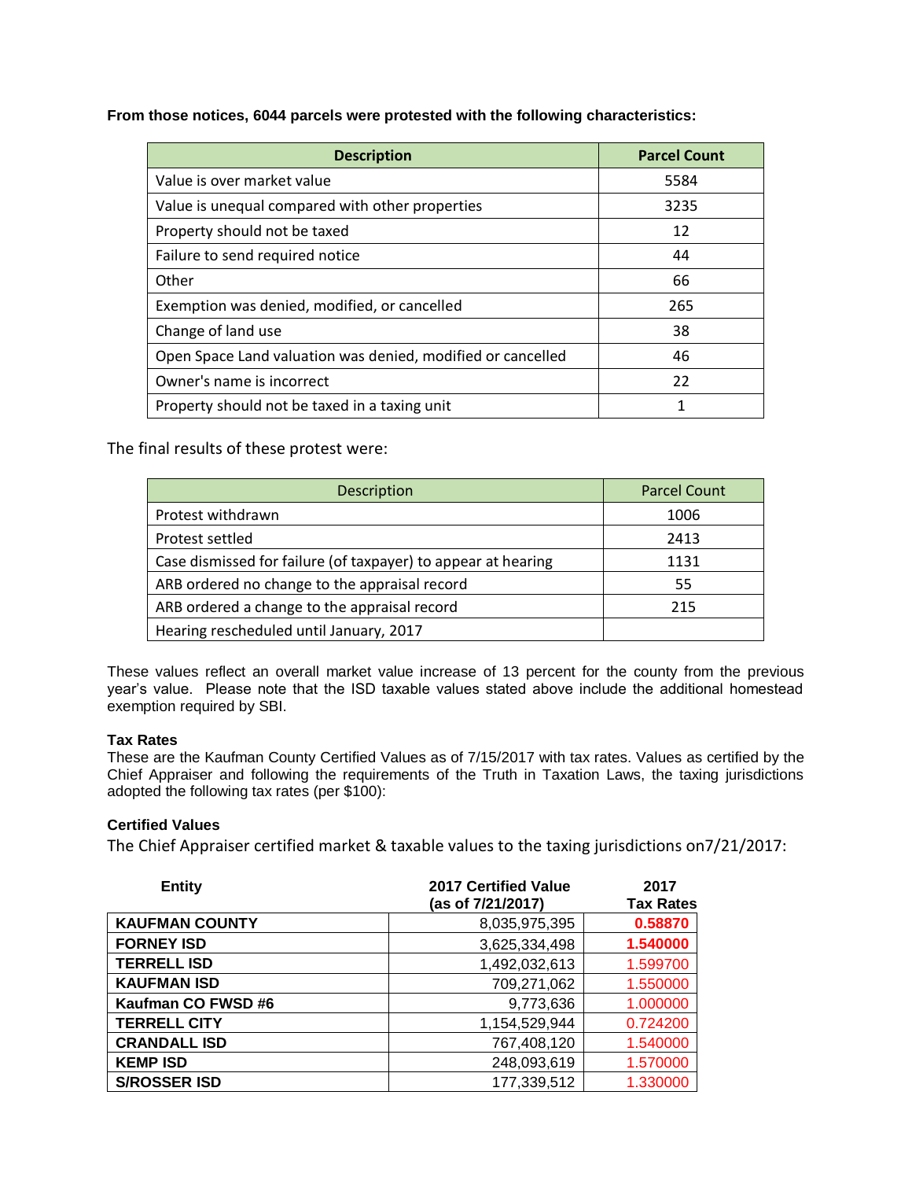**From those notices, 6044 parcels were protested with the following characteristics:**

| Description | Parcel Count |
|---|---|
| Value is over market value | 5584 |
| Value is unequal compared with other properties | 3235 |
| Property should not be taxed | 12 |
| Failure to send required notice | 44 |
| Other | 66 |
| Exemption was denied, modified, or cancelled | 265 |
| Change of land use | 38 |
| Open Space Land valuation was denied, modified or cancelled | 46 |
| Owner's name is incorrect | 22 |
| Property should not be taxed in a taxing unit | 1 |

The final results of these protest were:

| Description | Parcel Count |
|---|---|
| Protest withdrawn | 1006 |
| Protest settled | 2413 |
| Case dismissed for failure (of taxpayer) to appear at hearing | 1131 |
| ARB ordered no change to the appraisal record | 55 |
| ARB ordered a change to the appraisal record | 215 |
| Hearing rescheduled until January, 2017 | |

These values reflect an overall market value increase of 13 percent for the county from the previous year's value. Please note that the ISD taxable values stated above include the additional homestead exemption required by SBI.

**Tax Rates**

These are the Kaufman County Certified Values as of 7/15/2017 with tax rates. Values as certified by the Chief Appraiser and following the requirements of the Truth in Taxation Laws, the taxing jurisdictions adopted the following tax rates (per $100):

**Certified Values**

The Chief Appraiser certified market & taxable values to the taxing jurisdictions on7/21/2017:

| Entity | 2017 Certified Value (as of 7/21/2017) | 2017 Tax Rates |
|---|---|---|
| **KAUFMAN COUNTY** | 8,035,975,395 | **0.58870** |
| **FORNEY ISD** | 3,625,334,498 | **1.540000** |
| **TERRELL ISD** | 1,492,032,613 | 1.599700 |
| **KAUFMAN ISD** | 709,271,062 | 1.550000 |
| **Kaufman CO FWSD #6** | 9,773,636 | 1.000000 |
| **TERRELL CITY** | 1,154,529,944 | 0.724200 |
| **CRANDALL ISD** | 767,408,120 | 1.540000 |
| **KEMP ISD** | 248,093,619 | 1.570000 |
| **S/ROSSER ISD** | 177,339,512 | 1.330000 |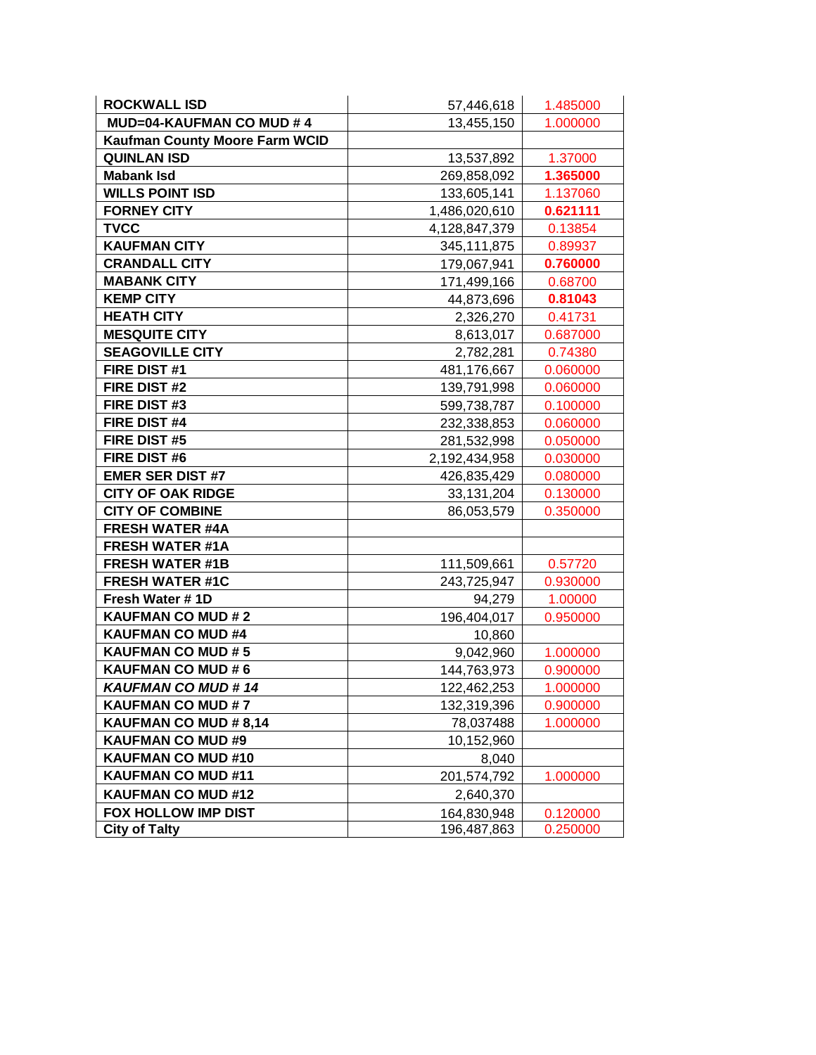| | | |
|---|---|---|
| **ROCKWALL ISD** | 57,446,618 | 1.485000 |
| **MUD=04-KAUFMAN CO MUD # 4** | 13,455,150 | 1.000000 |
| **Kaufman County Moore Farm WCID** | | |
| **QUINLAN ISD** | 13,537,892 | 1.37000 |
| **Mabank Isd** | 269,858,092 | **1.365000** |
| **WILLS POINT ISD** | 133,605,141 | 1.137060 |
| **FORNEY CITY** | 1,486,020,610 | **0.621111** |
| **TVCC** | 4,128,847,379 | 0.13854 |
| **KAUFMAN CITY** | 345,111,875 | 0.89937 |
| **CRANDALL CITY** | 179,067,941 | **0.760000** |
| **MABANK CITY** | 171,499,166 | 0.68700 |
| **KEMP CITY** | 44,873,696 | **0.81043** |
| **HEATH CITY** | 2,326,270 | 0.41731 |
| **MESQUITE CITY** | 8,613,017 | 0.687000 |
| **SEAGOVILLE CITY** | 2,782,281 | 0.74380 |
| **FIRE DIST #1** | 481,176,667 | 0.060000 |
| **FIRE DIST #2** | 139,791,998 | 0.060000 |
| **FIRE DIST #3** | 599,738,787 | 0.100000 |
| **FIRE DIST #4** | 232,338,853 | 0.060000 |
| **FIRE DIST #5** | 281,532,998 | 0.050000 |
| **FIRE DIST #6** | 2,192,434,958 | 0.030000 |
| **EMER SER DIST #7** | 426,835,429 | 0.080000 |
| **CITY OF OAK RIDGE** | 33,131,204 | 0.130000 |
| **CITY OF COMBINE** | 86,053,579 | 0.350000 |
| **FRESH WATER #4A** | | |
| **FRESH WATER #1A** | | |
| **FRESH WATER #1B** | 111,509,661 | 0.57720 |
| **FRESH WATER #1C** | 243,725,947 | 0.930000 |
| **Fresh Water # 1D** | 94,279 | 1.00000 |
| **KAUFMAN CO MUD # 2** | 196,404,017 | 0.950000 |
| **KAUFMAN CO MUD #4** | 10,860 | |
| **KAUFMAN CO MUD # 5** | 9,042,960 | 1.000000 |
| **KAUFMAN CO MUD # 6** | 144,763,973 | 0.900000 |
| ***KAUFMAN CO MUD # 14*** | 122,462,253 | 1.000000 |
| **KAUFMAN CO MUD # 7** | 132,319,396 | 0.900000 |
| **KAUFMAN CO MUD # 8,14** | 78,037488 | 1.000000 |
| **KAUFMAN CO MUD #9** | 10,152,960 | |
| **KAUFMAN CO MUD #10** | 8,040 | |
| **KAUFMAN CO MUD #11** | 201,574,792 | 1.000000 |
| **KAUFMAN CO MUD #12** | 2,640,370 | |
| **FOX HOLLOW IMP DIST** | 164,830,948 | 0.120000 |
| **City of Talty** | 196,487,863 | 0.250000 |